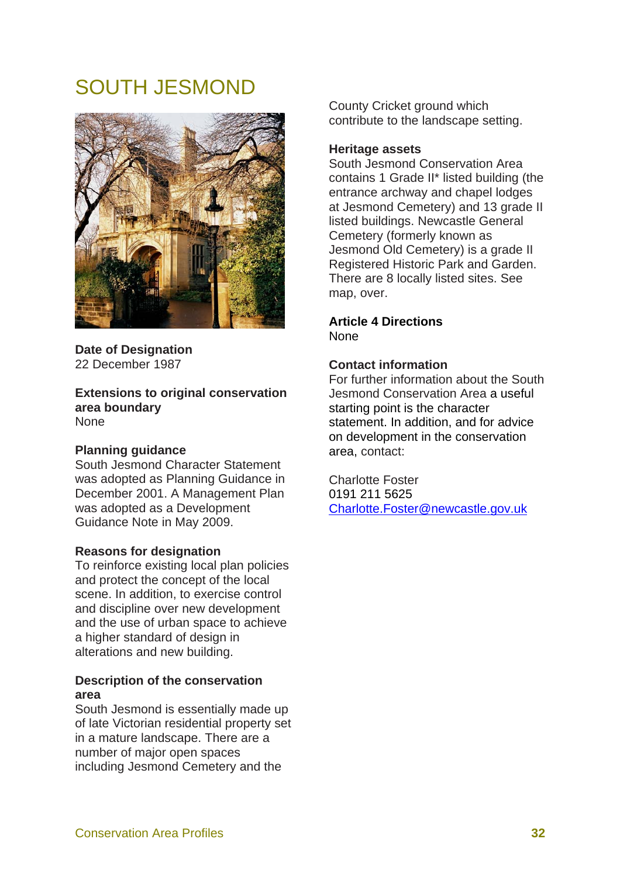# SOUTH JESMOND

**Date of Designation**
22 December 1987

**Extensions to original conservation area boundary**
None

**Planning guidance**
South Jesmond Character Statement was adopted as Planning Guidance in December 2001. A Management Plan was adopted as a Development Guidance Note in May 2009.

**Reasons for designation**
To reinforce existing local plan policies and protect the concept of the local scene. In addition, to exercise control and discipline over new development and the use of urban space to achieve a higher standard of design in alterations and new building.

**Description of the conservation area**
South Jesmond is essentially made up of late Victorian residential property set in a mature landscape. There are a number of major open spaces including Jesmond Cemetery and the County Cricket ground which contribute to the landscape setting.

**Heritage assets**
South Jesmond Conservation Area contains 1 Grade II* listed building (the entrance archway and chapel lodges at Jesmond Cemetery) and 13 grade II listed buildings. Newcastle General Cemetery (formerly known as Jesmond Old Cemetery) is a grade II Registered Historic Park and Garden. There are 8 locally listed sites. See map, over.

**Article 4 Directions**
None

**Contact information**
For further information about the South Jesmond Conservation Area a useful starting point is the character statement. In addition, and for advice on development in the conservation area, contact:

Charlotte Foster
0191 211 5625
Charlotte.Foster@newcastle.gov.uk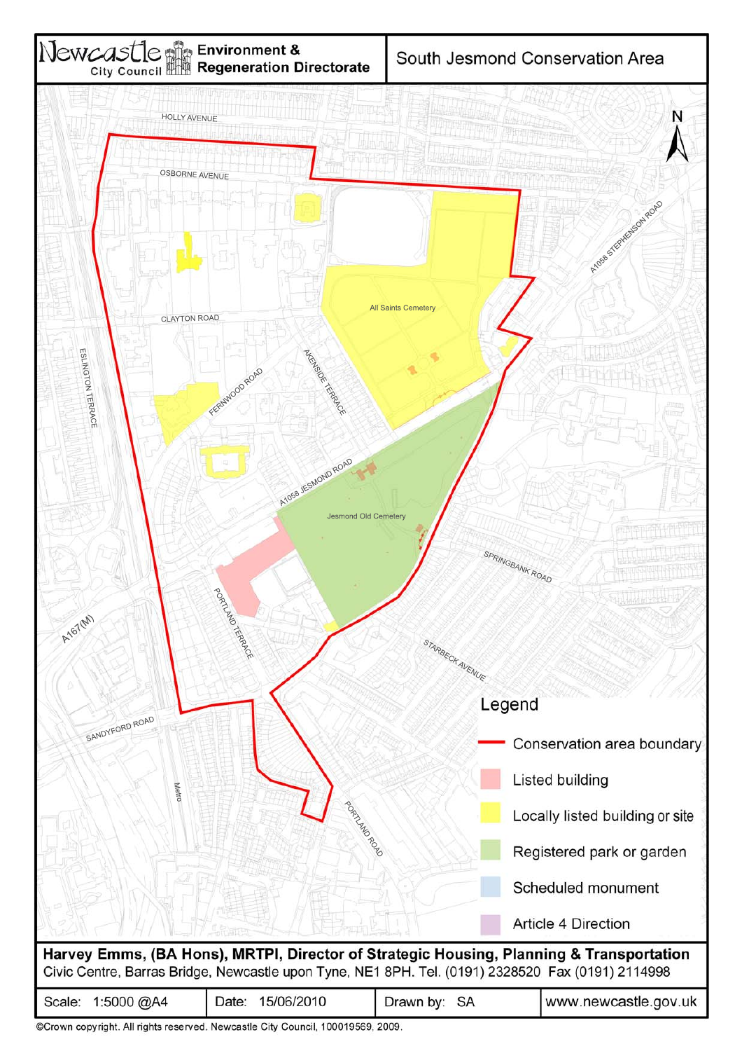# Newcastle City Council — Environment & Regeneration Directorate

## South Jesmond Conservation Area

HOLLY AVENUE

OSBORNE AVENUE

CLAYTON ROAD

ESLINGTON TERRACE

FERNWOOD ROAD

AKENSIDE TERRACE

All Saints Cemetery

A1058 STEPHENSON ROAD

A1058 JESMOND ROAD

Jesmond Old Cemetery

SPRINGBANK ROAD

PORTLAND TERRACE

STARBECK AVENUE

A167(M)

SANDYFORD ROAD

Metro

PORTLAND ROAD

N

**Legend**

- Conservation area boundary
- Listed building
- Locally listed building or site
- Registered park or garden
- Scheduled monument
- Article 4 Direction

**Harvey Emms, (BA Hons), MRTPI, Director of Strategic Housing, Planning & Transportation**
Civic Centre, Barras Bridge, Newcastle upon Tyne, NE1 8PH. Tel. (0191) 2328520 Fax (0191) 2114998

| Scale: 1:5000 @A4 | Date: 15/06/2010 | Drawn by: SA | www.newcastle.gov.uk |
| --- | --- | --- | --- |

©Crown copyright. All rights reserved. Newcastle City Council, 100019569, 2009.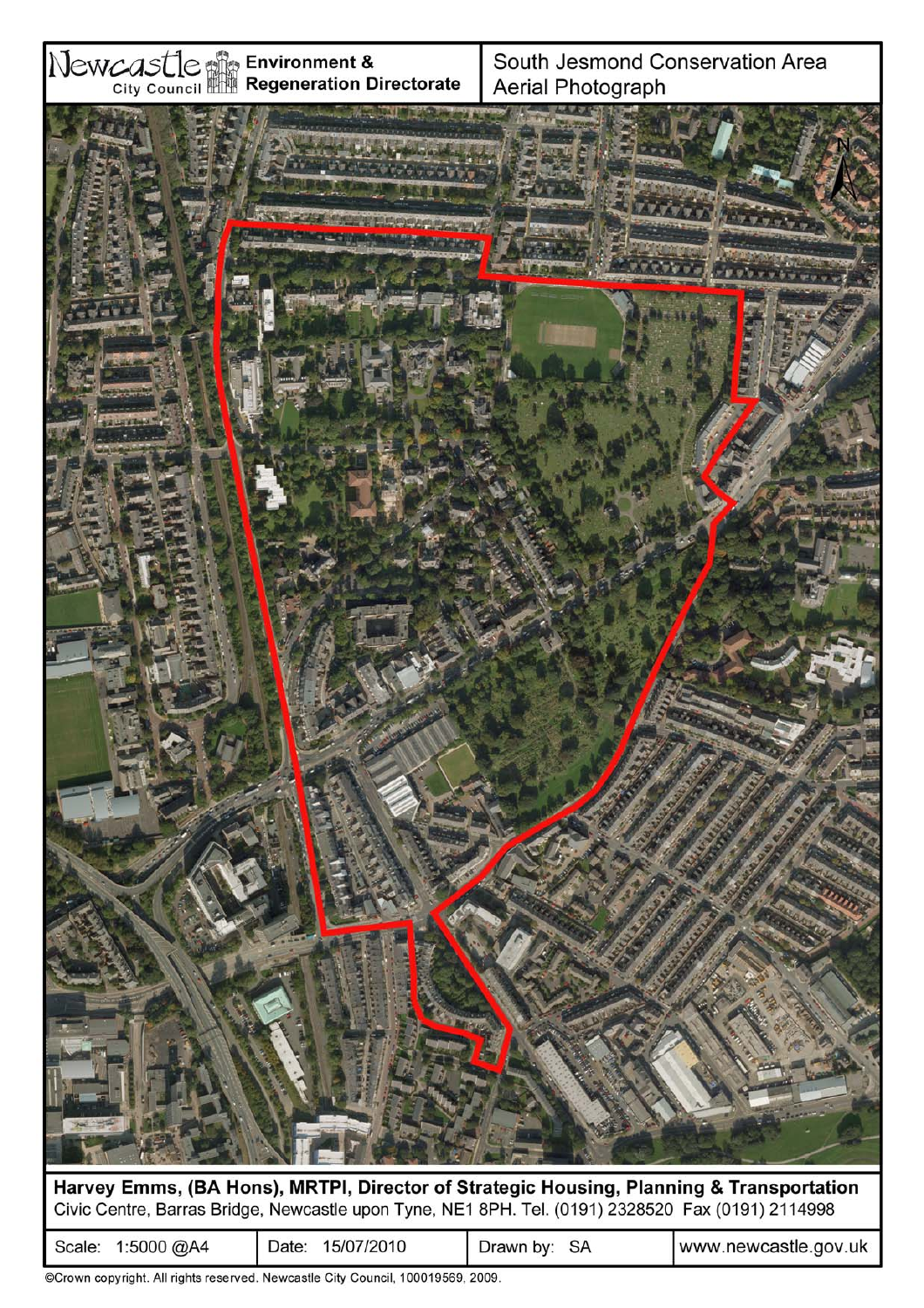Newcastle City Council — Environment & Regeneration Directorate

South Jesmond Conservation Area Aerial Photograph

N

**Harvey Emms, (BA Hons), MRTPI, Director of Strategic Housing, Planning & Transportation**
Civic Centre, Barras Bridge, Newcastle upon Tyne, NE1 8PH. Tel. (0191) 2328520 Fax (0191) 2114998

| | | | |
|---|---|---|---|
| Scale: 1:5000 @A4 | Date: 15/07/2010 | Drawn by: SA | www.newcastle.gov.uk |

©Crown copyright. All rights reserved. Newcastle City Council, 100019569, 2009.